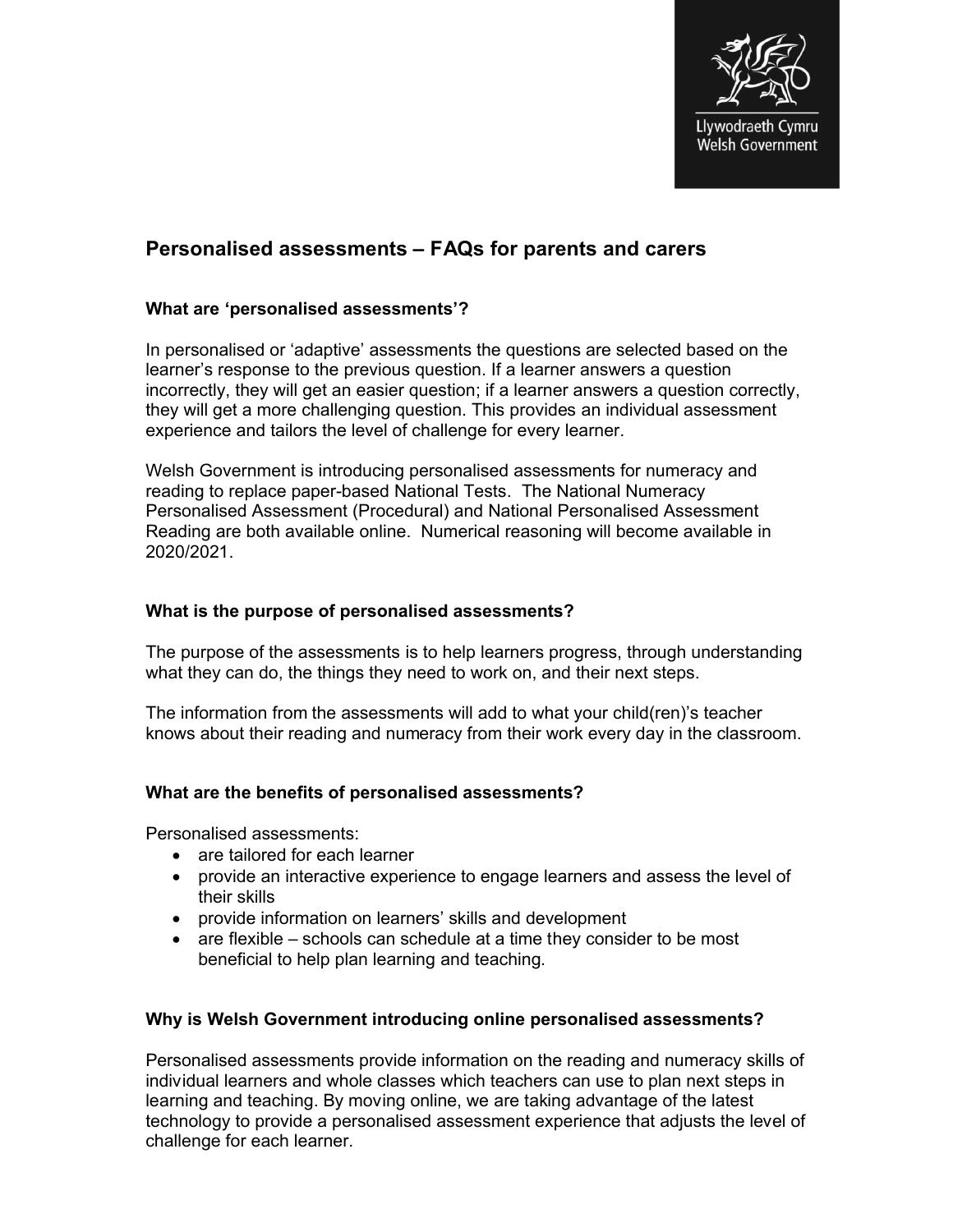Llywodraeth Cymru
Welsh Government

# Personalised assessments – FAQs for parents and carers

### What are 'personalised assessments'?

In personalised or 'adaptive' assessments the questions are selected based on the learner's response to the previous question. If a learner answers a question incorrectly, they will get an easier question; if a learner answers a question correctly, they will get a more challenging question. This provides an individual assessment experience and tailors the level of challenge for every learner.

Welsh Government is introducing personalised assessments for numeracy and reading to replace paper-based National Tests. The National Numeracy Personalised Assessment (Procedural) and National Personalised Assessment Reading are both available online. Numerical reasoning will become available in 2020/2021.

### What is the purpose of personalised assessments?

The purpose of the assessments is to help learners progress, through understanding what they can do, the things they need to work on, and their next steps.

The information from the assessments will add to what your child(ren)'s teacher knows about their reading and numeracy from their work every day in the classroom.

### What are the benefits of personalised assessments?

Personalised assessments:

- are tailored for each learner
- provide an interactive experience to engage learners and assess the level of their skills
- provide information on learners' skills and development
- are flexible – schools can schedule at a time they consider to be most beneficial to help plan learning and teaching.

### Why is Welsh Government introducing online personalised assessments?

Personalised assessments provide information on the reading and numeracy skills of individual learners and whole classes which teachers can use to plan next steps in learning and teaching. By moving online, we are taking advantage of the latest technology to provide a personalised assessment experience that adjusts the level of challenge for each learner.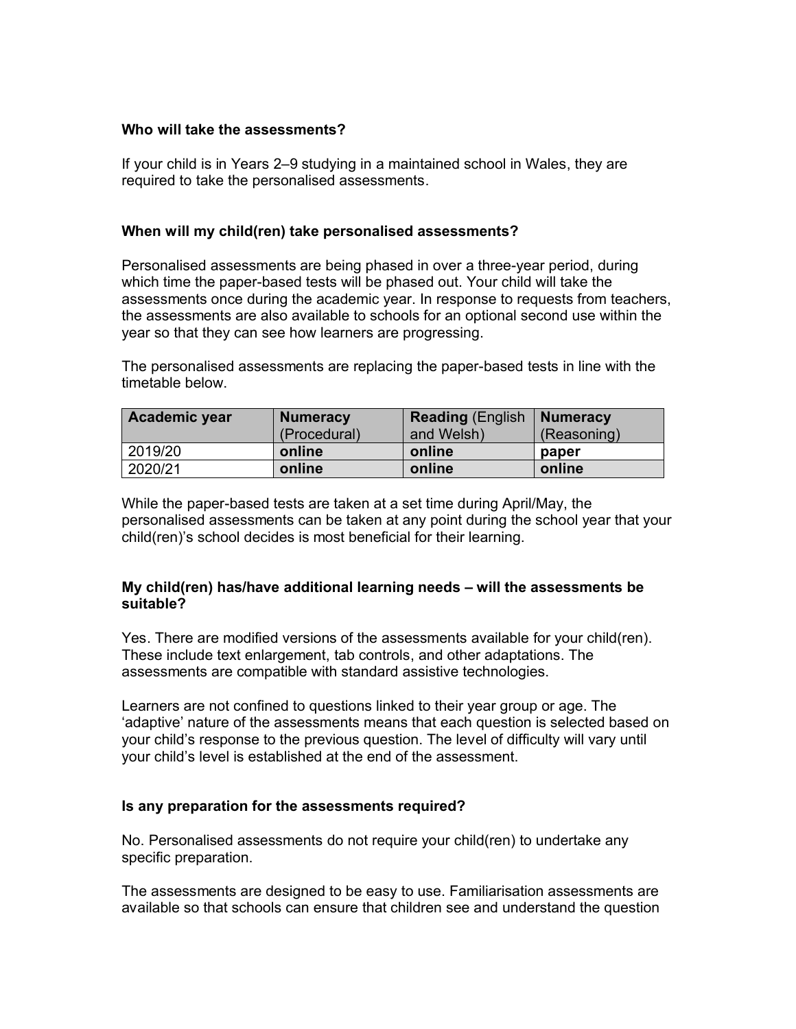**Who will take the assessments?**

If your child is in Years 2–9 studying in a maintained school in Wales, they are required to take the personalised assessments.

**When will my child(ren) take personalised assessments?**

Personalised assessments are being phased in over a three-year period, during which time the paper-based tests will be phased out. Your child will take the assessments once during the academic year. In response to requests from teachers, the assessments are also available to schools for an optional second use within the year so that they can see how learners are progressing.

The personalised assessments are replacing the paper-based tests in line with the timetable below.

| **Academic year** | **Numeracy** (Procedural) | **Reading** (English and Welsh) | **Numeracy** (Reasoning) |
|---|---|---|---|
| 2019/20 | **online** | **online** | **paper** |
| 2020/21 | **online** | **online** | **online** |

While the paper-based tests are taken at a set time during April/May, the personalised assessments can be taken at any point during the school year that your child(ren)'s school decides is most beneficial for their learning.

**My child(ren) has/have additional learning needs – will the assessments be suitable?**

Yes. There are modified versions of the assessments available for your child(ren). These include text enlargement, tab controls, and other adaptations. The assessments are compatible with standard assistive technologies.

Learners are not confined to questions linked to their year group or age. The 'adaptive' nature of the assessments means that each question is selected based on your child's response to the previous question. The level of difficulty will vary until your child's level is established at the end of the assessment.

**Is any preparation for the assessments required?**

No. Personalised assessments do not require your child(ren) to undertake any specific preparation.

The assessments are designed to be easy to use. Familiarisation assessments are available so that schools can ensure that children see and understand the question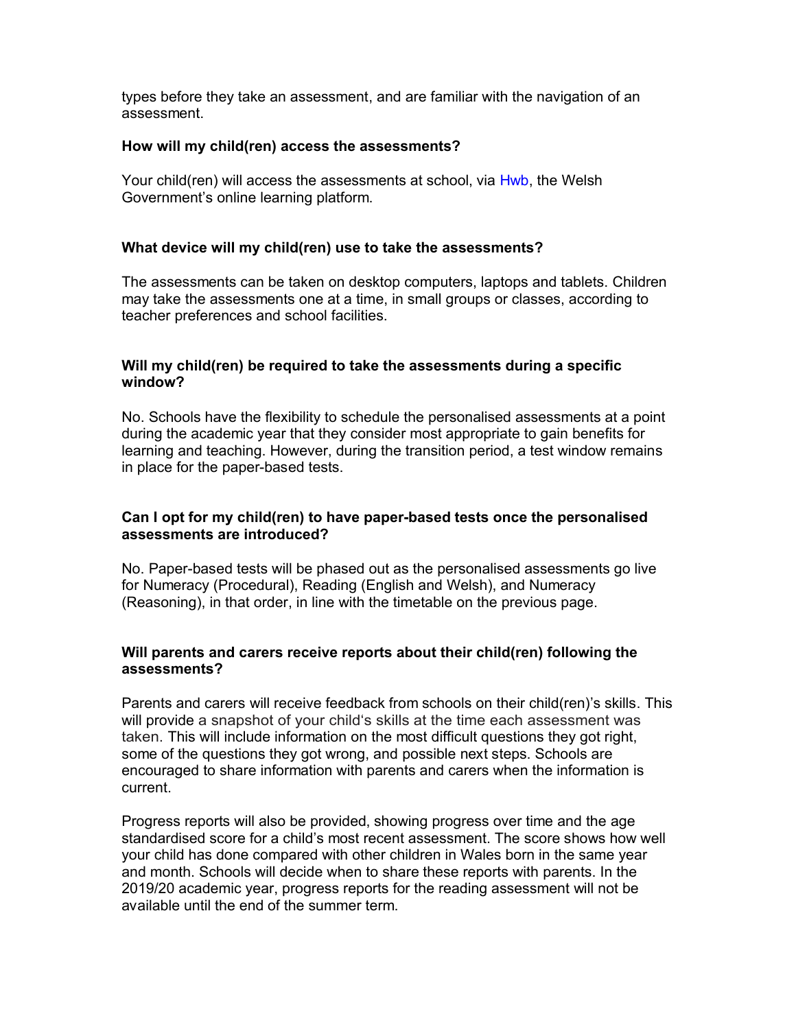types before they take an assessment, and are familiar with the navigation of an assessment.

**How will my child(ren) access the assessments?**

Your child(ren) will access the assessments at school, via Hwb, the Welsh Government's online learning platform.

**What device will my child(ren) use to take the assessments?**

The assessments can be taken on desktop computers, laptops and tablets. Children may take the assessments one at a time, in small groups or classes, according to teacher preferences and school facilities.

**Will my child(ren) be required to take the assessments during a specific window?**

No. Schools have the flexibility to schedule the personalised assessments at a point during the academic year that they consider most appropriate to gain benefits for learning and teaching. However, during the transition period, a test window remains in place for the paper-based tests.

**Can I opt for my child(ren) to have paper-based tests once the personalised assessments are introduced?**

No. Paper-based tests will be phased out as the personalised assessments go live for Numeracy (Procedural), Reading (English and Welsh), and Numeracy (Reasoning), in that order, in line with the timetable on the previous page.

**Will parents and carers receive reports about their child(ren) following the assessments?**

Parents and carers will receive feedback from schools on their child(ren)'s skills. This will provide a snapshot of your child's skills at the time each assessment was taken. This will include information on the most difficult questions they got right, some of the questions they got wrong, and possible next steps. Schools are encouraged to share information with parents and carers when the information is current.

Progress reports will also be provided, showing progress over time and the age standardised score for a child's most recent assessment. The score shows how well your child has done compared with other children in Wales born in the same year and month. Schools will decide when to share these reports with parents. In the 2019/20 academic year, progress reports for the reading assessment will not be available until the end of the summer term.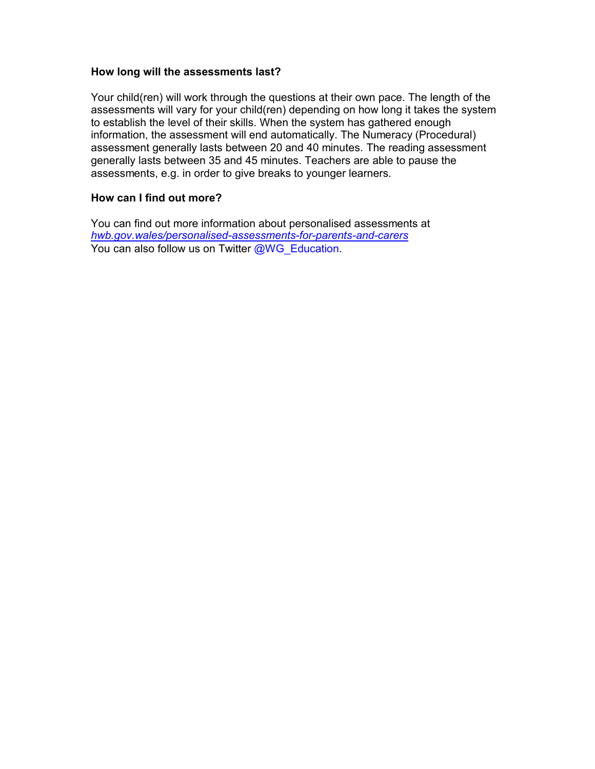**How long will the assessments last?**

Your child(ren) will work through the questions at their own pace. The length of the assessments will vary for your child(ren) depending on how long it takes the system to establish the level of their skills. When the system has gathered enough information, the assessment will end automatically. The Numeracy (Procedural) assessment generally lasts between 20 and 40 minutes. The reading assessment generally lasts between 35 and 45 minutes. Teachers are able to pause the assessments, e.g. in order to give breaks to younger learners.

**How can I find out more?**

You can find out more information about personalised assessments at *hwb.gov.wales/personalised-assessments-for-parents-and-carers*
You can also follow us on Twitter @WG_Education.